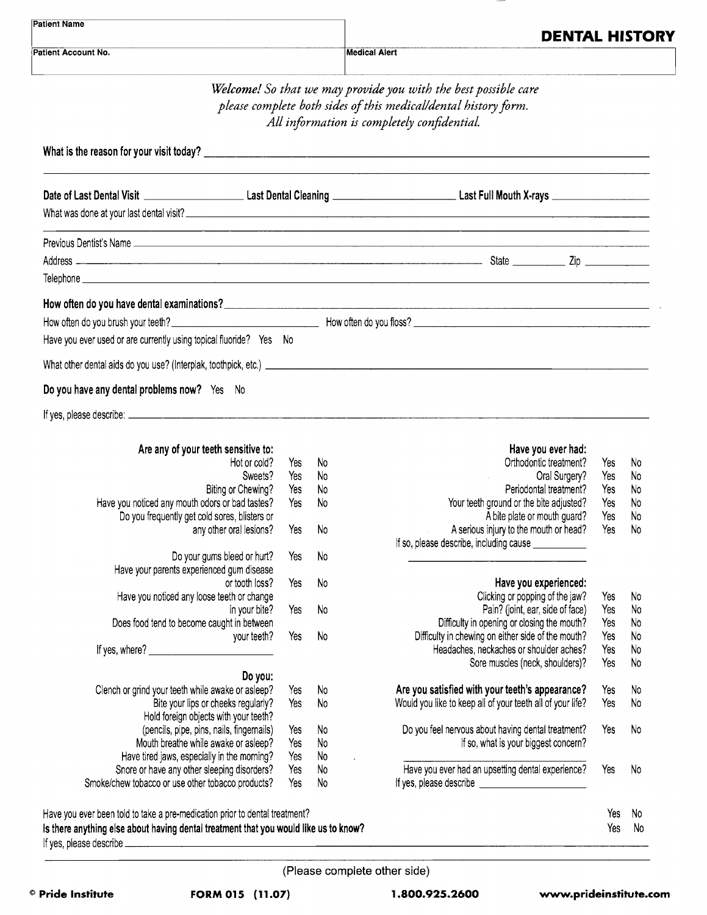| Patient Name | |
|---|---|
| Patient Account No. | Medical Alert |

# DENTAL HISTORY

*Welcome! So that we may provide you with the best possible care please complete both sides of this medical/dental history form. All information is completely confidential.*

**What is the reason for your visit today?** ______________________________

**Date of Last Dental Visit** __________ **Last Dental Cleaning** __________ **Last Full Mouth X-rays** __________

What was done at your last dental visit? ______________________________

Previous Dentist's Name ______________________________

Address ______________________________ State __________ Zip __________

Telephone ______________________________

**How often do you have dental examinations?** ______________________________

How often do you brush your teeth? __________ How often do you floss? __________

Have you ever used or are currently using topical fluoride? Yes No

What other dental aids do you use? (Interplak, toothpick, etc.) ______________________________

**Do you have any dental problems now?** Yes No

If yes, please describe: ______________________________

| **Are any of your teeth sensitive to:** | | |
|---|---|---|
| Hot or cold? | Yes | No |
| Sweets? | Yes | No |
| Biting or Chewing? | Yes | No |
| Have you noticed any mouth odors or bad tastes? | Yes | No |
| Do you frequently get cold sores, blisters or any other oral lesions? | Yes | No |
| Do your gums bleed or hurt? | Yes | No |
| Have your parents experienced gum disease or tooth loss? | Yes | No |
| Have you noticed any loose teeth or change in your bite? | Yes | No |
| Does food tend to become caught in between your teeth? | Yes | No |
| If yes, where? __________ | | |

| **Do you:** | | |
|---|---|---|
| Clench or grind your teeth while awake or asleep? | Yes | No |
| Bite your lips or cheeks regularly? | Yes | No |
| Hold foreign objects with your teeth? (pencils, pipe, pins, nails, fingernails) | Yes | No |
| Mouth breathe while awake or asleep? | Yes | No |
| Have tired jaws, especially in the morning? | Yes | No |
| Snore or have any other sleeping disorders? | Yes | No |
| Smoke/chew tobacco or use other tobacco products? | Yes | No |

| **Have you ever had:** | | |
|---|---|---|
| Orthodontic treatment? | Yes | No |
| Oral Surgery? | Yes | No |
| Periodontal treatment? | Yes | No |
| Your teeth ground or the bite adjusted? | Yes | No |
| A bite plate or mouth guard? | Yes | No |
| A serious injury to the mouth or head? | Yes | No |
| If so, please describe, including cause __________ | | |

| **Have you experienced:** | | |
|---|---|---|
| Clicking or popping of the jaw? | Yes | No |
| Pain? (joint, ear, side of face) | Yes | No |
| Difficulty in opening or closing the mouth? | Yes | No |
| Difficulty in chewing on either side of the mouth? | Yes | No |
| Headaches, neckaches or shoulder aches? | Yes | No |
| Sore muscles (neck, shoulders)? | Yes | No |

| | | |
|---|---|---|
| **Are you satisfied with your teeth's appearance?** | Yes | No |
| Would you like to keep all of your teeth all of your life? | Yes | No |
| Do you feel nervous about having dental treatment? | Yes | No |
| If so, what is your biggest concern? __________ | | |
| Have you ever had an upsetting dental experience? | Yes | No |
| If yes, please describe __________ | | |

| | | |
|---|---|---|
| Have you ever been told to take a pre-medication prior to dental treatment? | Yes | No |
| **Is there anything else about having dental treatment that you would like us to know?** | Yes | No |

If yes, please describe ______________________________

(Please complete other side)

© Pride Institute  FORM 015 (11.07)  1.800.925.2600  www.prideinstitute.com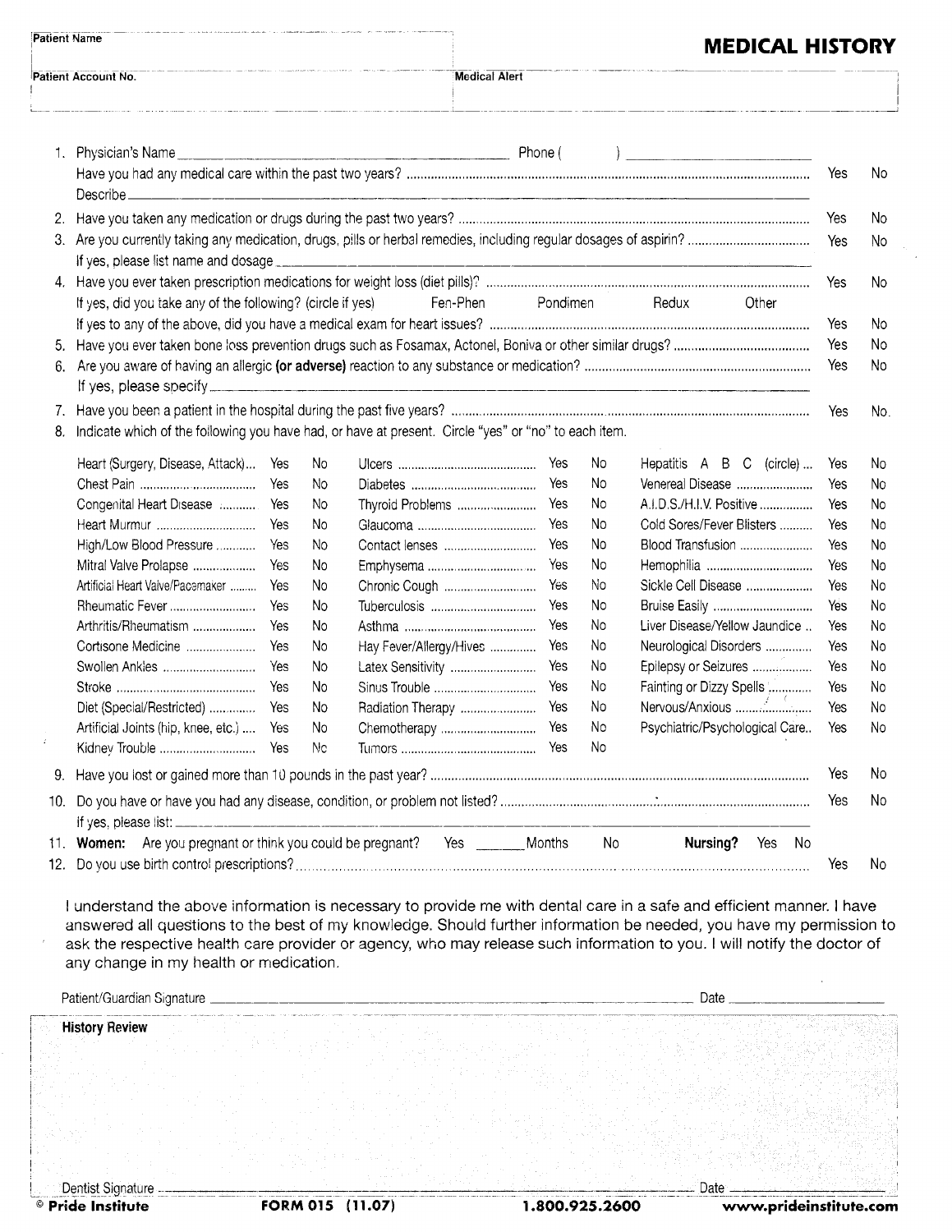Patient Name

# MEDICAL HISTORY

Patient Account No. | Medical Alert

1. Physician's Name ______________________ Phone ( ) ______________
   Have you had any medical care within the past two years? .......... Yes No
   Describe ______________________
2. Have you taken any medication or drugs during the past two years? .......... Yes No
3. Are you currently taking any medication, drugs, pills or herbal remedies, including regular dosages of aspirin? .......... Yes No
   If yes, please list name and dosage ______________________
4. Have you ever taken prescription medications for weight loss (diet pills)? .......... Yes No
   If yes, did you take any of the following? (circle if yes) Fen-Phen Pondimen Redux Other
   If yes to any of the above, did you have a medical exam for heart issues? .......... Yes No
5. Have you ever taken bone loss prevention drugs such as Fosamax, Actonel, Boniva or other similar drugs? .......... Yes No
6. Are you aware of having an allergic **(or adverse)** reaction to any substance or medication? .......... Yes No
   If yes, please specify ______________________
7. Have you been a patient in the hospital during the past five years? .......... Yes No
8. Indicate which of the following you have had, or have at present. Circle "yes" or "no" to each item.

| | | | | | | | | |
|---|---|---|---|---|---|---|---|---|
| Heart (Surgery, Disease, Attack) | Yes | No | Ulcers | Yes | No | Hepatitis A B C (circle) | Yes | No |
| Chest Pain | Yes | No | Diabetes | Yes | No | Venereal Disease | Yes | No |
| Congenital Heart Disease | Yes | No | Thyroid Problems | Yes | No | A.I.D.S./H.I.V. Positive | Yes | No |
| Heart Murmur | Yes | No | Glaucoma | Yes | No | Cold Sores/Fever Blisters | Yes | No |
| High/Low Blood Pressure | Yes | No | Contact lenses | Yes | No | Blood Transfusion | Yes | No |
| Mitral Valve Prolapse | Yes | No | Emphysema | Yes | No | Hemophilia | Yes | No |
| Artificial Heart Valve/Pacemaker | Yes | No | Chronic Cough | Yes | No | Sickle Cell Disease | Yes | No |
| Rheumatic Fever | Yes | No | Tuberculosis | Yes | No | Bruise Easily | Yes | No |
| Arthritis/Rheumatism | Yes | No | Asthma | Yes | No | Liver Disease/Yellow Jaundice | Yes | No |
| Cortisone Medicine | Yes | No | Hay Fever/Allergy/Hives | Yes | No | Neurological Disorders | Yes | No |
| Swollen Ankles | Yes | No | Latex Sensitivity | Yes | No | Epilepsy or Seizures | Yes | No |
| Stroke | Yes | No | Sinus Trouble | Yes | No | Fainting or Dizzy Spells | Yes | No |
| Diet (Special/Restricted) | Yes | No | Radiation Therapy | Yes | No | Nervous/Anxious | Yes | No |
| Artificial Joints (hip, knee, etc.) | Yes | No | Chemotherapy | Yes | No | Psychiatric/Psychological Care | Yes | No |
| Kidney Trouble | Yes | No | Tumors | Yes | No | | | |

9. Have you lost or gained more than 10 pounds in the past year? .......... Yes No
10. Do you have or have you had any disease, condition, or problem not listed? .......... Yes No
    If yes, please list: ______________________
11. **Women:** Are you pregnant or think you could be pregnant? Yes ______ Months No **Nursing?** Yes No
12. Do you use birth control prescriptions? .......... Yes No

I understand the above information is necessary to provide me with dental care in a safe and efficient manner. I have answered all questions to the best of my knowledge. Should further information be needed, you have my permission to ask the respective health care provider or agency, who may release such information to you. I will notify the doctor of any change in my health or medication.

Patient/Guardian Signature ______________________ Date ____________

**History Review**

Dentist Signature ______________________ Date ____________

© **Pride Institute** **FORM 015 (11.07)** **1.800.925.2600** **www.prideinstitute.com**